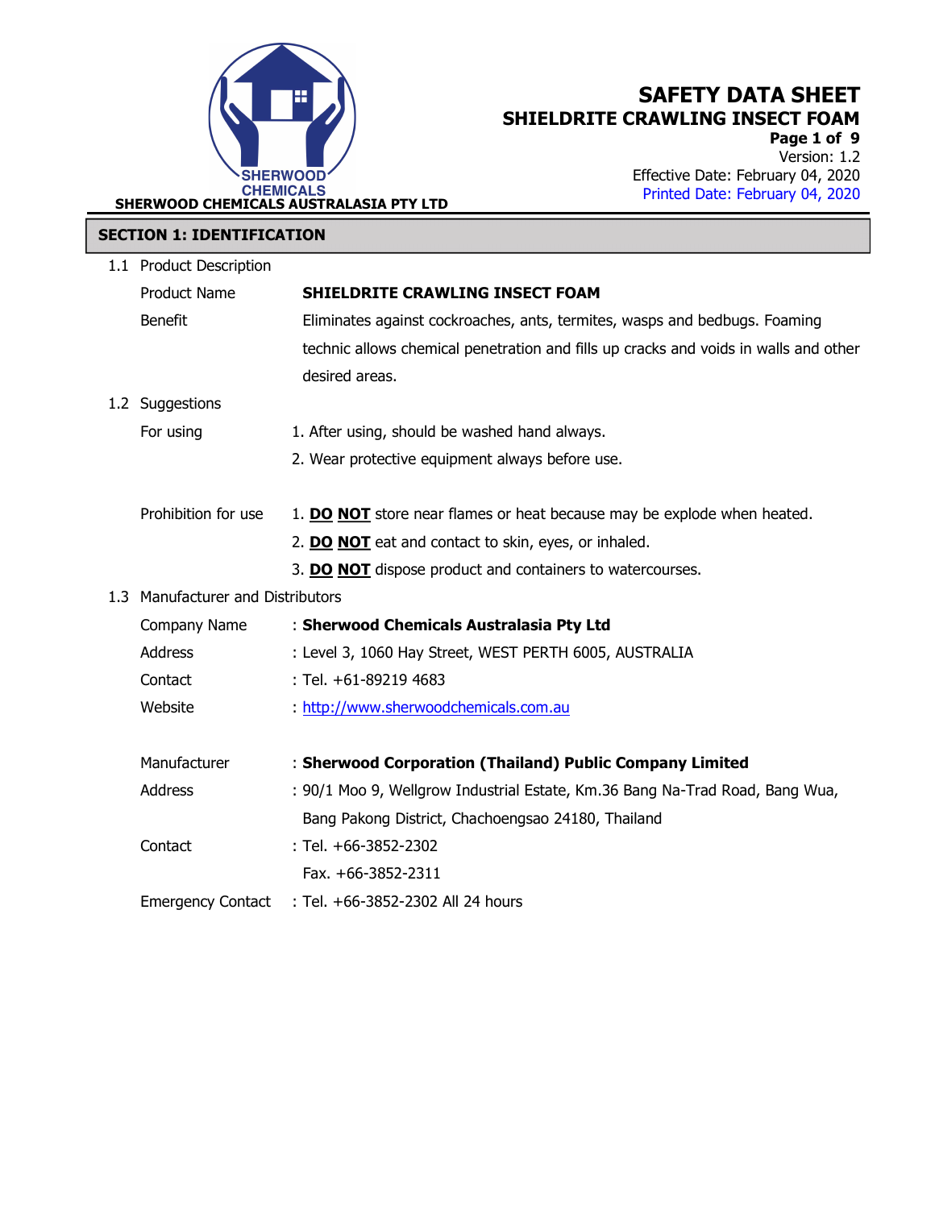SHERWOOD CHEMICALS AUSTRALASIA PTY LTD

# SAFETY DATA SHEET
## SHIELDRITE CRAWLING INSECT FOAM

Version: 1.2
Effective Date: February 04, 2020
Printed Date: February 04, 2020

## SECTION 1: IDENTIFICATION

1.1 Product Description

Product Name **SHIELDRITE CRAWLING INSECT FOAM**

Benefit Eliminates against cockroaches, ants, termites, wasps and bedbugs. Foaming technic allows chemical penetration and fills up cracks and voids in walls and other desired areas.

1.2 Suggestions

For using
1. After using, should be washed hand always.
2. Wear protective equipment always before use.

Prohibition for use
1. **DO NOT** store near flames or heat because may be explode when heated.
2. **DO NOT** eat and contact to skin, eyes, or inhaled.
3. **DO NOT** dispose product and containers to watercourses.

1.3 Manufacturer and Distributors

Company Name : **Sherwood Chemicals Australasia Pty Ltd**
Address : Level 3, 1060 Hay Street, WEST PERTH 6005, AUSTRALIA
Contact : Tel. +61-89219 4683
Website : http://www.sherwoodchemicals.com.au

Manufacturer : **Sherwood Corporation (Thailand) Public Company Limited**
Address : 90/1 Moo 9, Wellgrow Industrial Estate, Km.36 Bang Na-Trad Road, Bang Wua, Bang Pakong District, Chachoengsao 24180, Thailand
Contact : Tel. +66-3852-2302
Fax. +66-3852-2311
Emergency Contact : Tel. +66-3852-2302 All 24 hours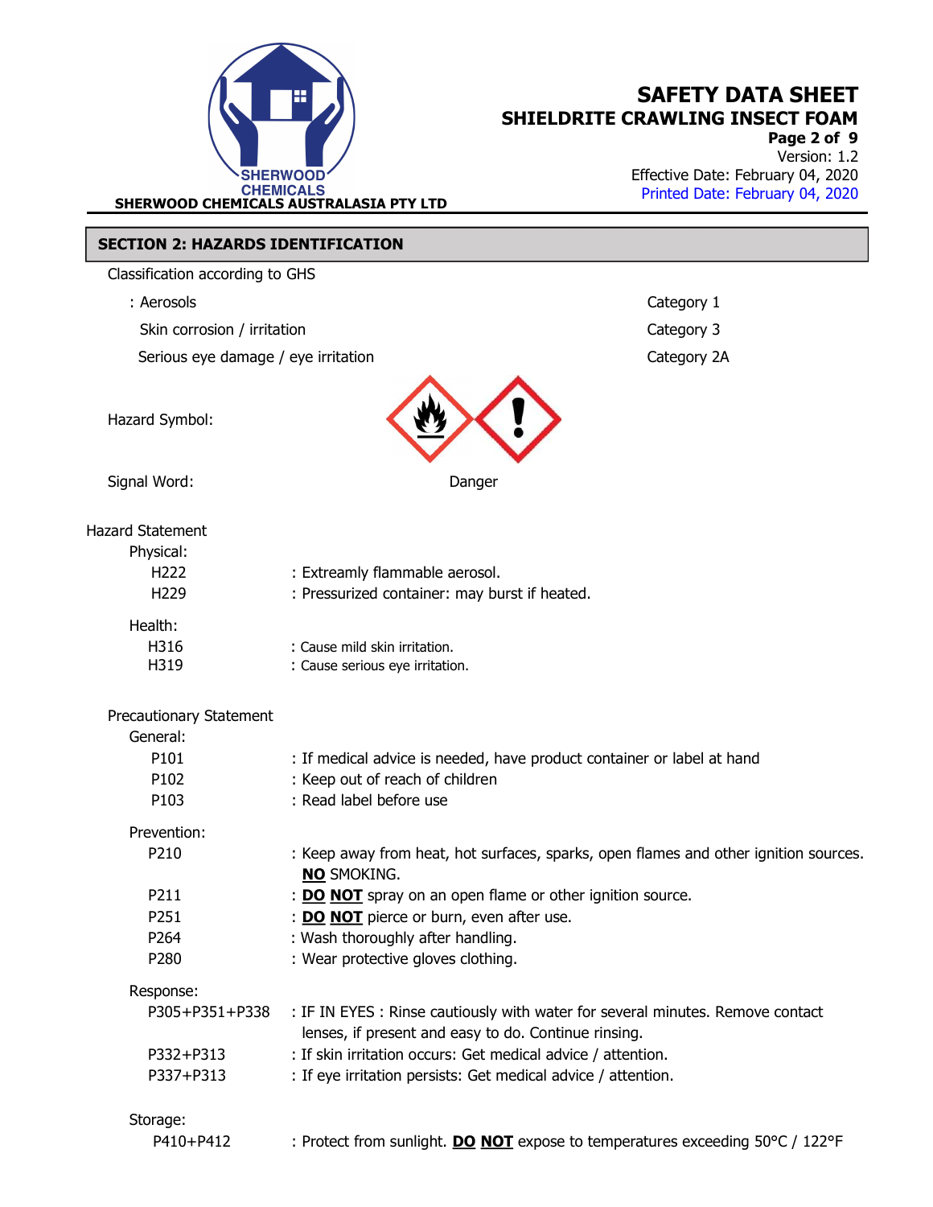## SECTION 2: HAZARDS IDENTIFICATION

Classification according to GHS

| | |
|---|---|
| : Aerosols | Category 1 |
| Skin corrosion / irritation | Category 3 |
| Serious eye damage / eye irritation | Category 2A |

Hazard Symbol:

Signal Word: Danger

### Hazard Statement

**Physical:**

| | |
|---|---|
| H222 | : Extreamly flammable aerosol. |
| H229 | : Pressurized container: may burst if heated. |

**Health:**

| | |
|---|---|
| H316 | : Cause mild skin irritation. |
| H319 | : Cause serious eye irritation. |

### Precautionary Statement

**General:**

| | |
|---|---|
| P101 | : If medical advice is needed, have product container or label at hand |
| P102 | : Keep out of reach of children |
| P103 | : Read label before use |

**Prevention:**

| | |
|---|---|
| P210 | : Keep away from heat, hot surfaces, sparks, open flames and other ignition sources. **NO** SMOKING. |
| P211 | : **DO NOT** spray on an open flame or other ignition source. |
| P251 | : **DO NOT** pierce or burn, even after use. |
| P264 | : Wash thoroughly after handling. |
| P280 | : Wear protective gloves clothing. |

**Response:**

| | |
|---|---|
| P305+P351+P338 | : IF IN EYES : Rinse cautiously with water for several minutes. Remove contact lenses, if present and easy to do. Continue rinsing. |
| P332+P313 | : If skin irritation occurs: Get medical advice / attention. |
| P337+P313 | : If eye irritation persists: Get medical advice / attention. |

**Storage:**

| | |
|---|---|
| P410+P412 | : Protect from sunlight. **DO NOT** expose to temperatures exceeding 50°C / 122°F |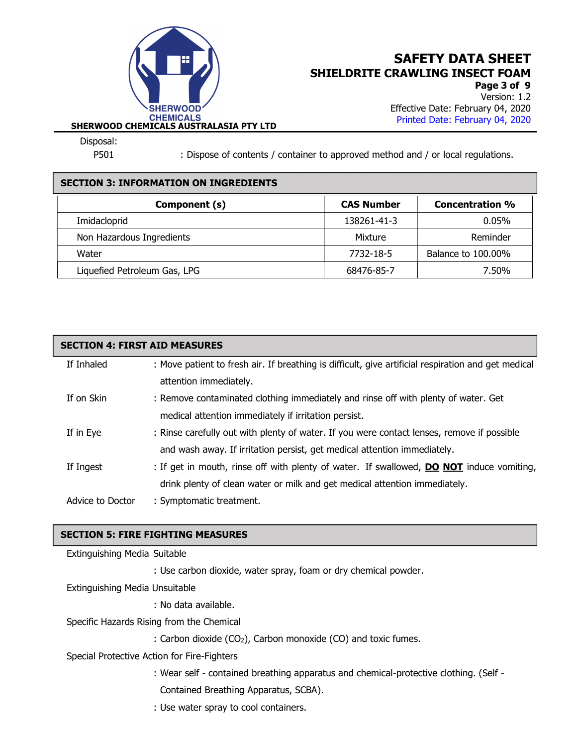Disposal:

P501 : Dispose of contents / container to approved method and / or local regulations.

## SECTION 3: INFORMATION ON INGREDIENTS

| Component (s) | CAS Number | Concentration % |
|---|---|---|
| Imidacloprid | 138261-41-3 | 0.05% |
| Non Hazardous Ingredients | Mixture | Reminder |
| Water | 7732-18-5 | Balance to 100.00% |
| Liquefied Petroleum Gas, LPG | 68476-85-7 | 7.50% |

## SECTION 4: FIRST AID MEASURES

If Inhaled : Move patient to fresh air. If breathing is difficult, give artificial respiration and get medical attention immediately.

If on Skin : Remove contaminated clothing immediately and rinse off with plenty of water. Get medical attention immediately if irritation persist.

If in Eye : Rinse carefully out with plenty of water. If you were contact lenses, remove if possible and wash away. If irritation persist, get medical attention immediately.

If Ingest : If get in mouth, rinse off with plenty of water. If swallowed, **DO NOT** induce vomiting, drink plenty of clean water or milk and get medical attention immediately.

Advice to Doctor : Symptomatic treatment.

## SECTION 5: FIRE FIGHTING MEASURES

Extinguishing Media Suitable

: Use carbon dioxide, water spray, foam or dry chemical powder.

Extinguishing Media Unsuitable

: No data available.

Specific Hazards Rising from the Chemical

: Carbon dioxide ($CO_2$), Carbon monoxide (CO) and toxic fumes.

Special Protective Action for Fire-Fighters

: Wear self - contained breathing apparatus and chemical-protective clothing. (Self - Contained Breathing Apparatus, SCBA).

: Use water spray to cool containers.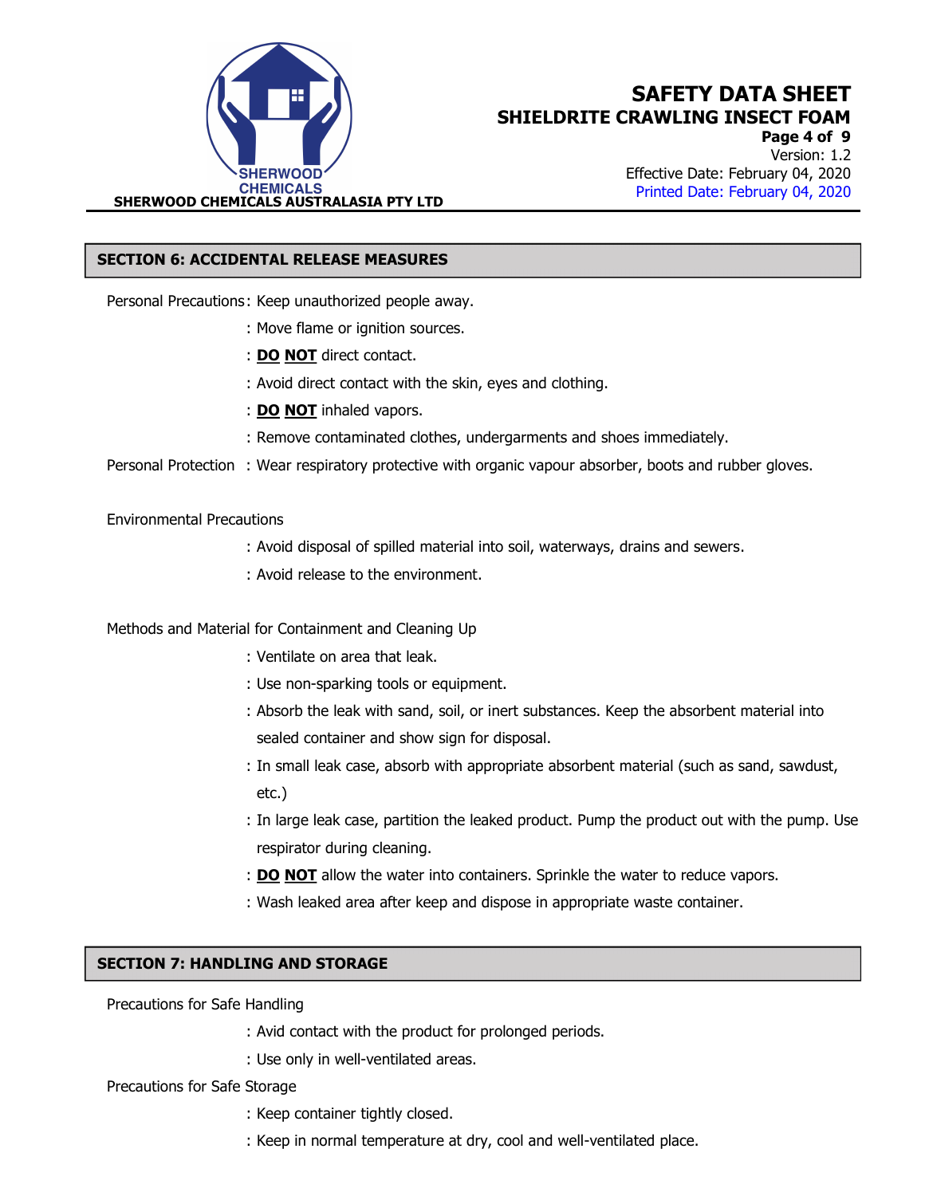## SECTION 6: ACCIDENTAL RELEASE MEASURES

Personal Precautions : Keep unauthorized people away.

: Move flame or ignition sources.

: **DO NOT** direct contact.

: Avoid direct contact with the skin, eyes and clothing.

: **DO NOT** inhaled vapors.

: Remove contaminated clothes, undergarments and shoes immediately.

Personal Protection : Wear respiratory protective with organic vapour absorber, boots and rubber gloves.

Environmental Precautions

: Avoid disposal of spilled material into soil, waterways, drains and sewers.

: Avoid release to the environment.

Methods and Material for Containment and Cleaning Up

: Ventilate on area that leak.

: Use non-sparking tools or equipment.

: Absorb the leak with sand, soil, or inert substances. Keep the absorbent material into sealed container and show sign for disposal.

: In small leak case, absorb with appropriate absorbent material (such as sand, sawdust, etc.)

: In large leak case, partition the leaked product. Pump the product out with the pump. Use respirator during cleaning.

: **DO NOT** allow the water into containers. Sprinkle the water to reduce vapors.

: Wash leaked area after keep and dispose in appropriate waste container.

## SECTION 7: HANDLING AND STORAGE

Precautions for Safe Handling

: Avid contact with the product for prolonged periods.

: Use only in well-ventilated areas.

Precautions for Safe Storage

: Keep container tightly closed.

: Keep in normal temperature at dry, cool and well-ventilated place.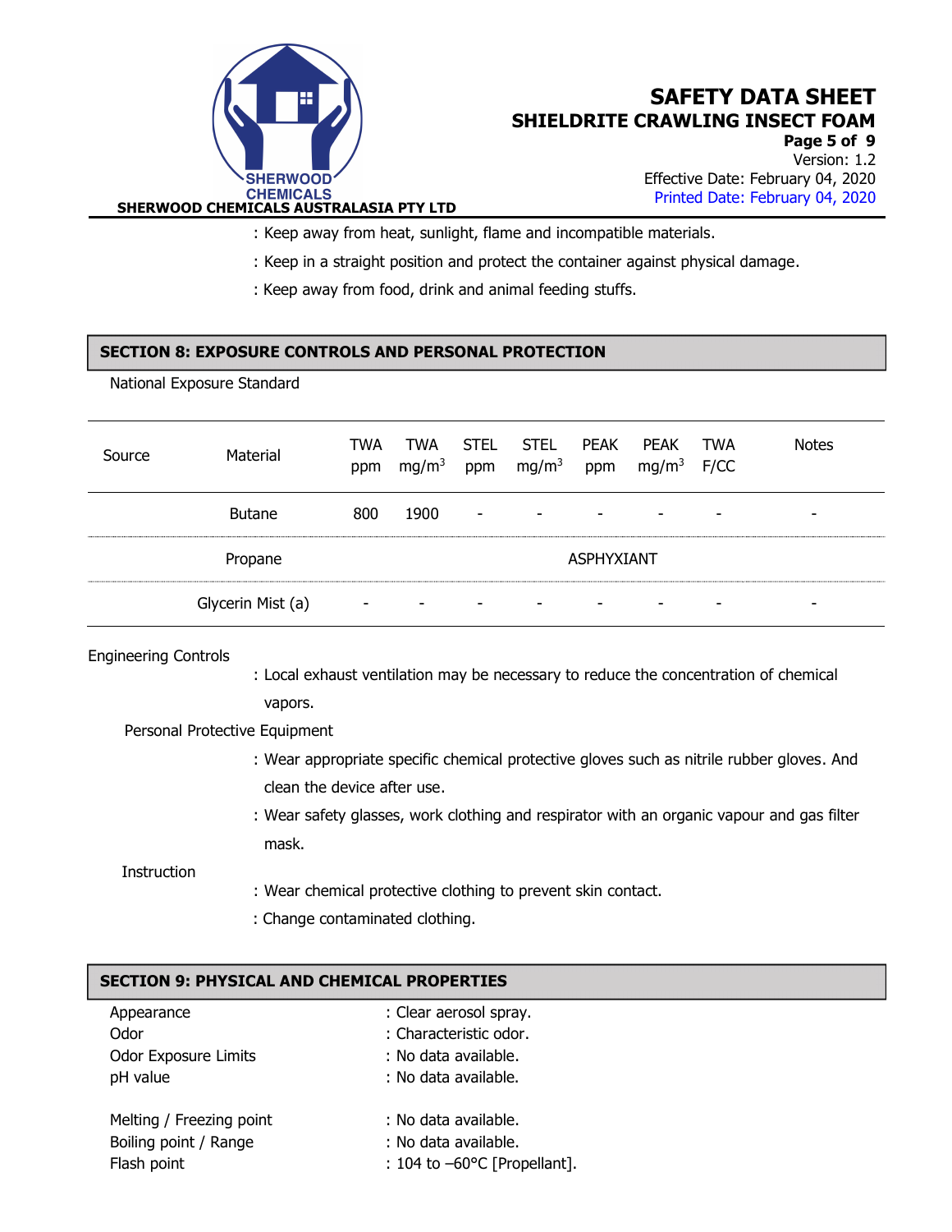: Keep away from heat, sunlight, flame and incompatible materials.

: Keep in a straight position and protect the container against physical damage.

: Keep away from food, drink and animal feeding stuffs.

## SECTION 8: EXPOSURE CONTROLS AND PERSONAL PROTECTION

National Exposure Standard

| Source | Material | TWA ppm | TWA mg/m$^3$ | STEL ppm | STEL mg/m$^3$ | PEAK ppm | PEAK mg/m$^3$ | TWA F/CC | Notes |
|---|---|---|---|---|---|---|---|---|---|
| | Butane | 800 | 1900 | - | - | - | - | - | - |
| | Propane | | | | | ASPHYXIANT | | | |
| | Glycerin Mist (a) | - | - | - | - | - | - | - | - |

Engineering Controls

: Local exhaust ventilation may be necessary to reduce the concentration of chemical vapors.

Personal Protective Equipment

: Wear appropriate specific chemical protective gloves such as nitrile rubber gloves. And clean the device after use.

: Wear safety glasses, work clothing and respirator with an organic vapour and gas filter mask.

Instruction

: Wear chemical protective clothing to prevent skin contact.

: Change contaminated clothing.

## SECTION 9: PHYSICAL AND CHEMICAL PROPERTIES

Appearance : Clear aerosol spray.
Odor : Characteristic odor.
Odor Exposure Limits : No data available.
pH value : No data available.

Melting / Freezing point : No data available.
Boiling point / Range : No data available.
Flash point : 104 to –60°C [Propellant].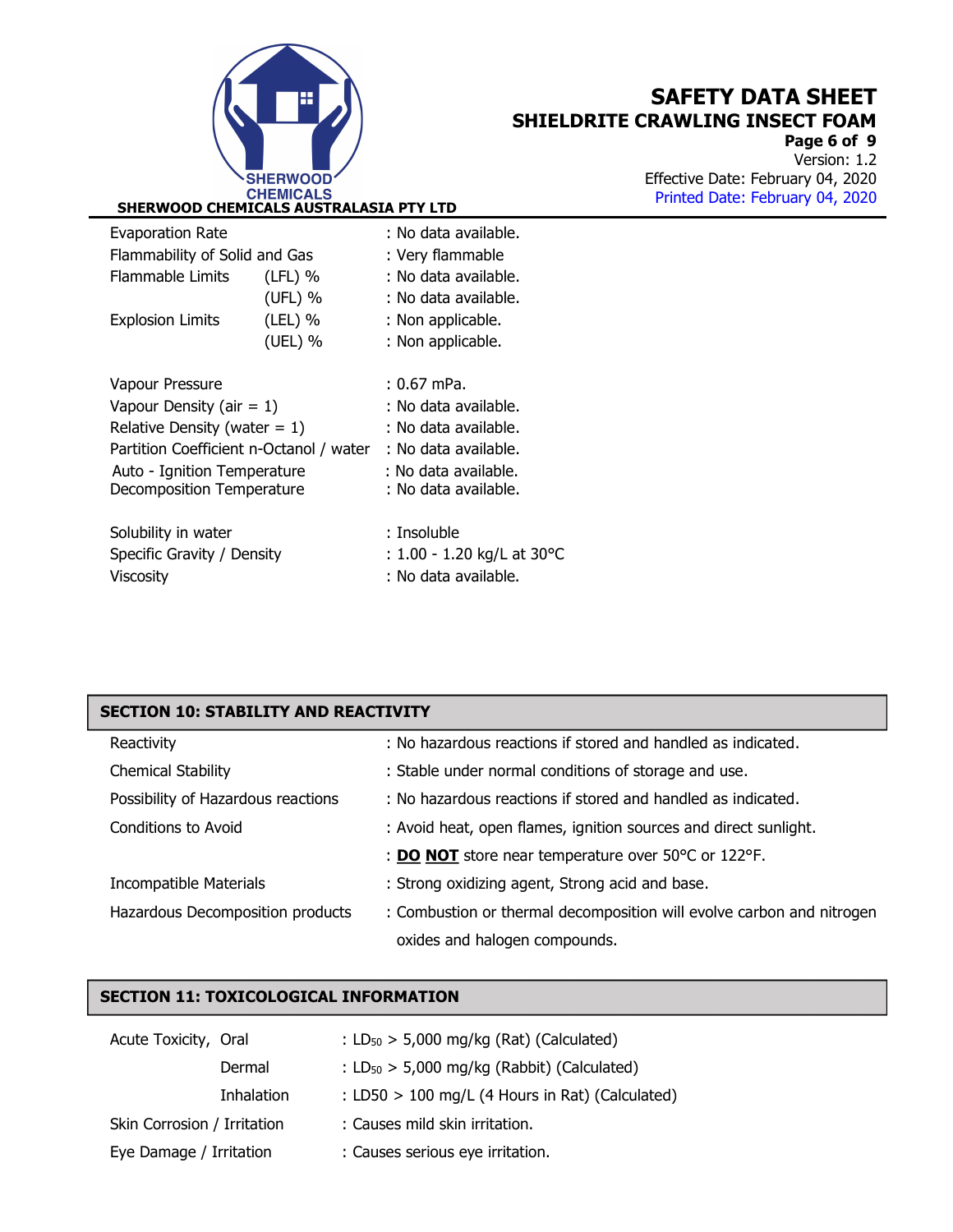| | | |
|---|---|---|
| Evaporation Rate | | : No data available. |
| Flammability of Solid and Gas | | : Very flammable |
| Flammable Limits | (LFL) % | : No data available. |
| | (UFL) % | : No data available. |
| Explosion Limits | (LEL) % | : Non applicable. |
| | (UEL) % | : Non applicable. |
| Vapour Pressure | | : 0.67 mPa. |
| Vapour Density (air = 1) | | : No data available. |
| Relative Density (water = 1) | | : No data available. |
| Partition Coefficient n-Octanol / water | | : No data available. |
| Auto - Ignition Temperature | | : No data available. |
| Decomposition Temperature | | : No data available. |
| Solubility in water | | : Insoluble |
| Specific Gravity / Density | | : 1.00 - 1.20 kg/L at 30°C |
| Viscosity | | : No data available. |

## SECTION 10: STABILITY AND REACTIVITY

| | |
|---|---|
| Reactivity | : No hazardous reactions if stored and handled as indicated. |
| Chemical Stability | : Stable under normal conditions of storage and use. |
| Possibility of Hazardous reactions | : No hazardous reactions if stored and handled as indicated. |
| Conditions to Avoid | : Avoid heat, open flames, ignition sources and direct sunlight. |
| | : **DO NOT** store near temperature over 50°C or 122°F. |
| Incompatible Materials | : Strong oxidizing agent, Strong acid and base. |
| Hazardous Decomposition products | : Combustion or thermal decomposition will evolve carbon and nitrogen oxides and halogen compounds. |

## SECTION 11: TOXICOLOGICAL INFORMATION

| | | |
|---|---|---|
| Acute Toxicity, | Oral | : $LD_{50}$ > 5,000 mg/kg (Rat) (Calculated) |
| | Dermal | : $LD_{50}$ > 5,000 mg/kg (Rabbit) (Calculated) |
| | Inhalation | : LD50 > 100 mg/L (4 Hours in Rat) (Calculated) |
| Skin Corrosion / Irritation | | : Causes mild skin irritation. |
| Eye Damage / Irritation | | : Causes serious eye irritation. |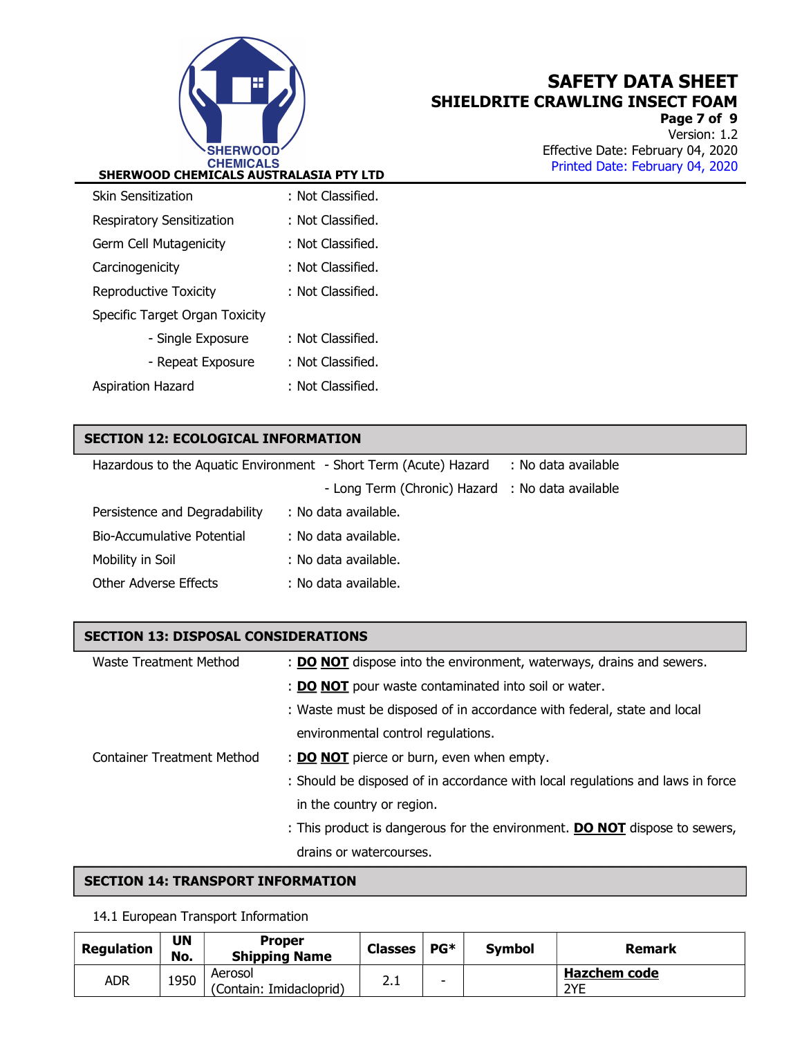| | |
|---|---|
| Skin Sensitization | : Not Classified. |
| Respiratory Sensitization | : Not Classified. |
| Germ Cell Mutagenicity | : Not Classified. |
| Carcinogenicity | : Not Classified. |
| Reproductive Toxicity | : Not Classified. |
| Specific Target Organ Toxicity | |
| - Single Exposure | : Not Classified. |
| - Repeat Exposure | : Not Classified. |
| Aspiration Hazard | : Not Classified. |

## SECTION 12: ECOLOGICAL INFORMATION

| | | |
|---|---|---|
| Hazardous to the Aquatic Environment | - Short Term (Acute) Hazard | : No data available |
| | - Long Term (Chronic) Hazard | : No data available |

| | |
|---|---|
| Persistence and Degradability | : No data available. |
| Bio-Accumulative Potential | : No data available. |
| Mobility in Soil | : No data available. |
| Other Adverse Effects | : No data available. |

## SECTION 13: DISPOSAL CONSIDERATIONS

Waste Treatment Method

: **DO NOT** dispose into the environment, waterways, drains and sewers.

: **DO NOT** pour waste contaminated into soil or water.

: Waste must be disposed of in accordance with federal, state and local environmental control regulations.

Container Treatment Method

: **DO NOT** pierce or burn, even when empty.

: Should be disposed of in accordance with local regulations and laws in force in the country or region.

: This product is dangerous for the environment. **DO NOT** dispose to sewers, drains or watercourses.

## SECTION 14: TRANSPORT INFORMATION

14.1 European Transport Information

| Regulation | UN No. | Proper Shipping Name | Classes | PG* | Symbol | Remark |
|---|---|---|---|---|---|---|
| ADR | 1950 | Aerosol (Contain: Imidacloprid) | 2.1 | - | | **Hazchem code** 2YE |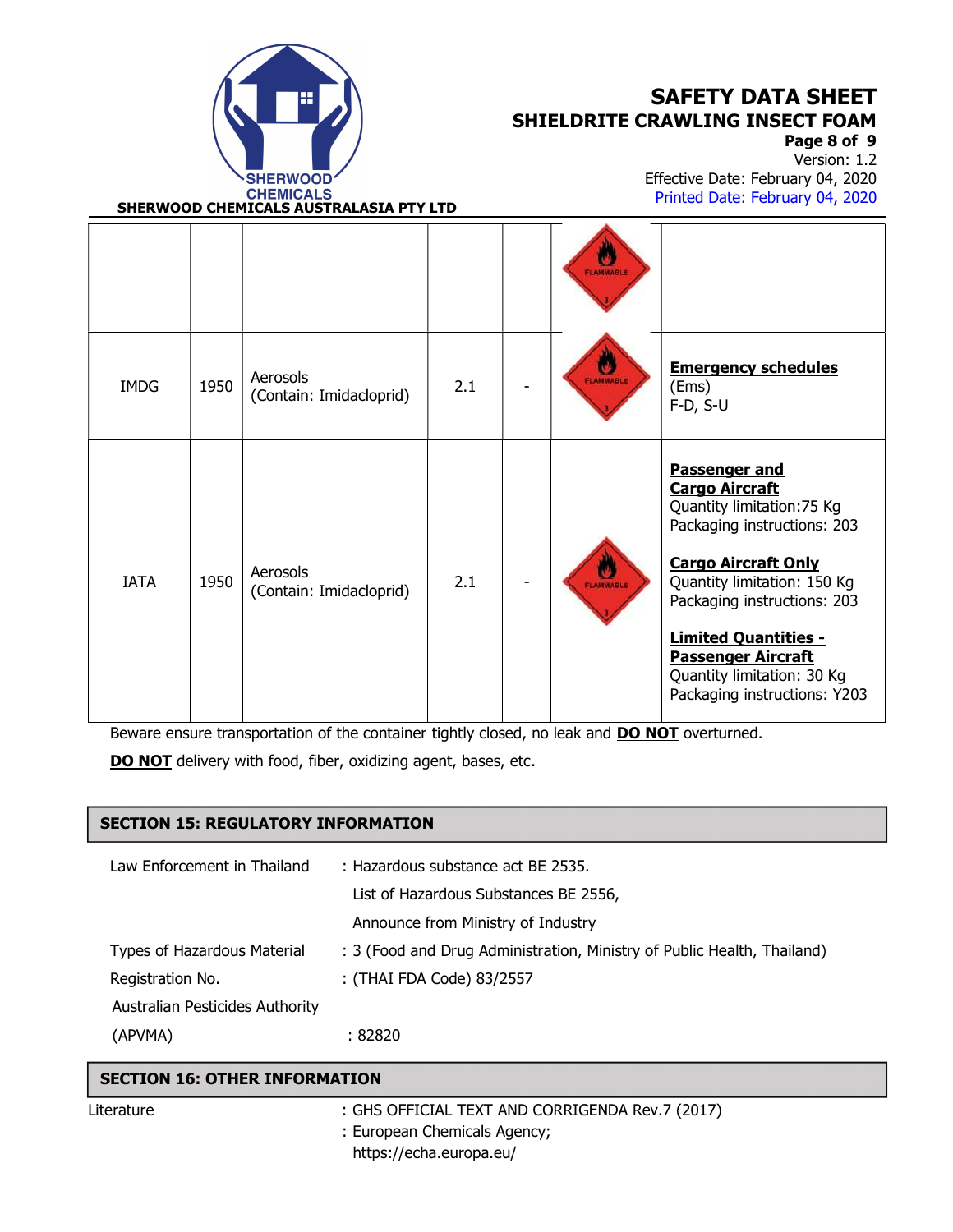| | | | | | | |
|---|---|---|---|---|---|---|
| | | | | | FLAMMABLE 3 | |
| IMDG | 1950 | Aerosols (Contain: Imidacloprid) | 2.1 | - | FLAMMABLE 3 | **Emergency schedules** (Ems) F-D, S-U |
| IATA | 1950 | Aerosols (Contain: Imidacloprid) | 2.1 | - | FLAMMABLE 3 | **Passenger and Cargo Aircraft** Quantity limitation:75 Kg Packaging instructions: 203<br><br>**Cargo Aircraft Only** Quantity limitation: 150 Kg Packaging instructions: 203<br><br>**Limited Quantities - Passenger Aircraft** Quantity limitation: 30 Kg Packaging instructions: Y203 |

Beware ensure transportation of the container tightly closed, no leak and **DO NOT** overturned.

**DO NOT** delivery with food, fiber, oxidizing agent, bases, etc.

## SECTION 15: REGULATORY INFORMATION

Law Enforcement in Thailand : Hazardous substance act BE 2535.
List of Hazardous Substances BE 2556,
Announce from Ministry of Industry

Types of Hazardous Material : 3 (Food and Drug Administration, Ministry of Public Health, Thailand)

Registration No. : (THAI FDA Code) 83/2557

Australian Pesticides Authority (APVMA) : 82820

## SECTION 16: OTHER INFORMATION

Literature : GHS OFFICIAL TEXT AND CORRIGENDA Rev.7 (2017)
: European Chemicals Agency;
https://echa.europa.eu/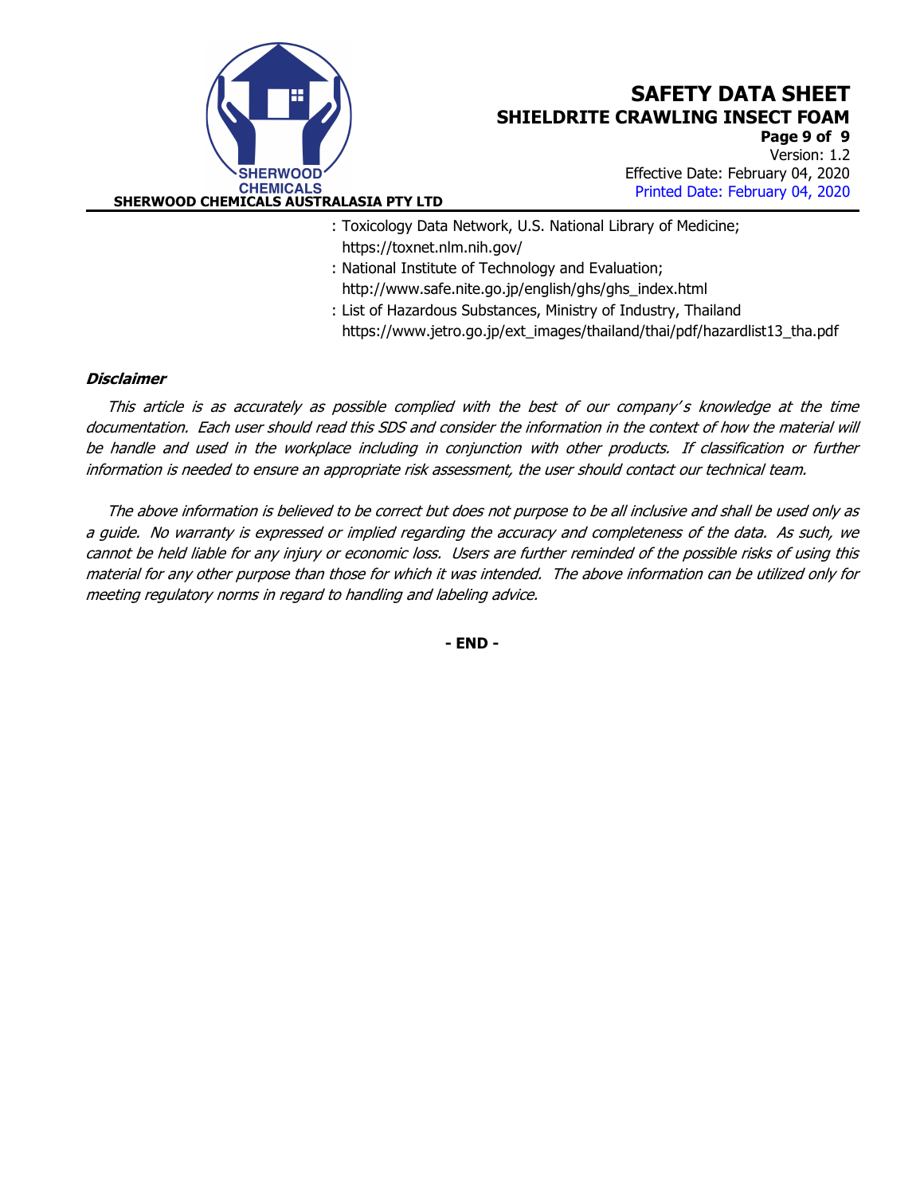: Toxicology Data Network, U.S. National Library of Medicine; https://toxnet.nlm.nih.gov/

: National Institute of Technology and Evaluation; http://www.safe.nite.go.jp/english/ghs/ghs_index.html

: List of Hazardous Substances, Ministry of Industry, Thailand https://www.jetro.go.jp/ext_images/thailand/thai/pdf/hazardlist13_tha.pdf

### *Disclaimer*

*This article is as accurately as possible complied with the best of our company's knowledge at the time documentation. Each user should read this SDS and consider the information in the context of how the material will be handle and used in the workplace including in conjunction with other products. If classification or further information is needed to ensure an appropriate risk assessment, the user should contact our technical team.*

*The above information is believed to be correct but does not purpose to be all inclusive and shall be used only as a guide. No warranty is expressed or implied regarding the accuracy and completeness of the data. As such, we cannot be held liable for any injury or economic loss. Users are further reminded of the possible risks of using this material for any other purpose than those for which it was intended. The above information can be utilized only for meeting regulatory norms in regard to handling and labeling advice.*

**- END -**